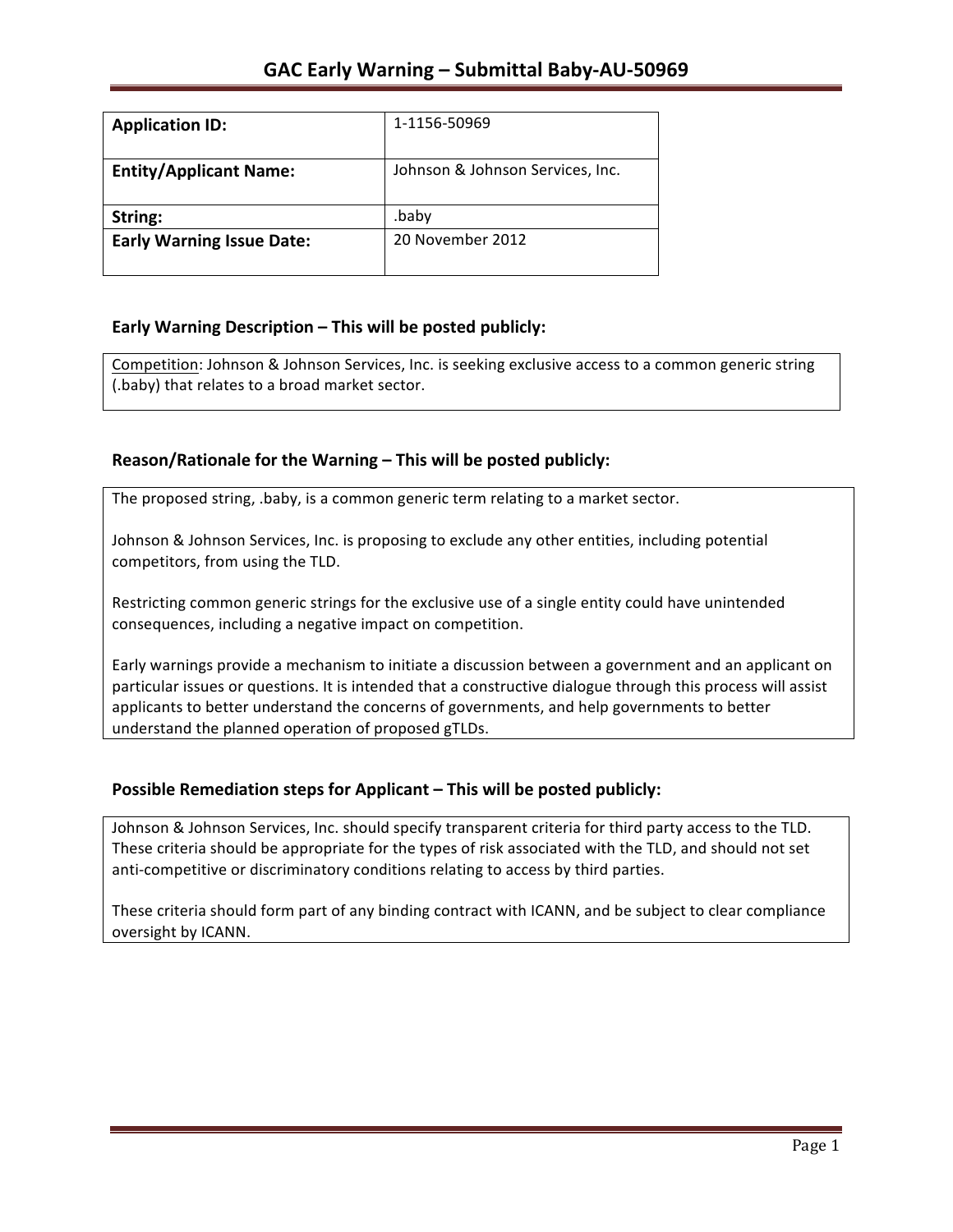# GAC Early Warning – Submittal Baby-AU-50969

| **Application ID:** | 1-1156-50969 |
|---|---|
| **Entity/Applicant Name:** | Johnson & Johnson Services, Inc. |
| **String:** | .baby |
| **Early Warning Issue Date:** | 20 November 2012 |

## Early Warning Description – This will be posted publicly:

Competition: Johnson & Johnson Services, Inc. is seeking exclusive access to a common generic string (.baby) that relates to a broad market sector.

## Reason/Rationale for the Warning – This will be posted publicly:

The proposed string, .baby, is a common generic term relating to a market sector.

Johnson & Johnson Services, Inc. is proposing to exclude any other entities, including potential competitors, from using the TLD.

Restricting common generic strings for the exclusive use of a single entity could have unintended consequences, including a negative impact on competition.

Early warnings provide a mechanism to initiate a discussion between a government and an applicant on particular issues or questions. It is intended that a constructive dialogue through this process will assist applicants to better understand the concerns of governments, and help governments to better understand the planned operation of proposed gTLDs.

## Possible Remediation steps for Applicant – This will be posted publicly:

Johnson & Johnson Services, Inc. should specify transparent criteria for third party access to the TLD. These criteria should be appropriate for the types of risk associated with the TLD, and should not set anti-competitive or discriminatory conditions relating to access by third parties.

These criteria should form part of any binding contract with ICANN, and be subject to clear compliance oversight by ICANN.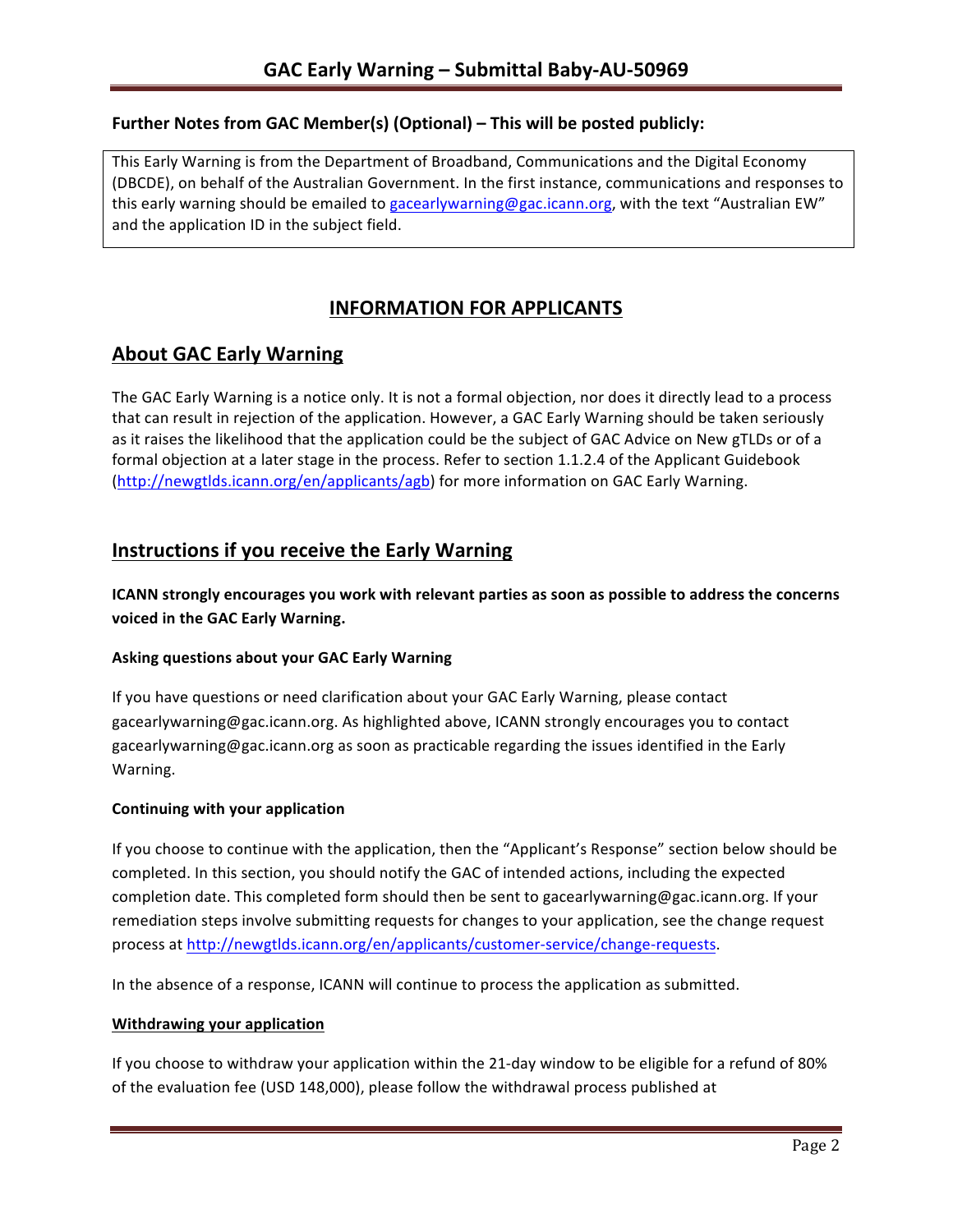# GAC Early Warning – Submittal Baby-AU-50969

**Further Notes from GAC Member(s) (Optional) – This will be posted publicly:**

This Early Warning is from the Department of Broadband, Communications and the Digital Economy (DBCDE), on behalf of the Australian Government. In the first instance, communications and responses to this early warning should be emailed to gacearlywarning@gac.icann.org, with the text "Australian EW" and the application ID in the subject field.

## INFORMATION FOR APPLICANTS

## About GAC Early Warning

The GAC Early Warning is a notice only. It is not a formal objection, nor does it directly lead to a process that can result in rejection of the application. However, a GAC Early Warning should be taken seriously as it raises the likelihood that the application could be the subject of GAC Advice on New gTLDs or of a formal objection at a later stage in the process. Refer to section 1.1.2.4 of the Applicant Guidebook (http://newgtlds.icann.org/en/applicants/agb) for more information on GAC Early Warning.

## Instructions if you receive the Early Warning

**ICANN strongly encourages you work with relevant parties as soon as possible to address the concerns voiced in the GAC Early Warning.**

### Asking questions about your GAC Early Warning

If you have questions or need clarification about your GAC Early Warning, please contact gacearlywarning@gac.icann.org. As highlighted above, ICANN strongly encourages you to contact gacearlywarning@gac.icann.org as soon as practicable regarding the issues identified in the Early Warning.

### Continuing with your application

If you choose to continue with the application, then the "Applicant's Response" section below should be completed. In this section, you should notify the GAC of intended actions, including the expected completion date. This completed form should then be sent to gacearlywarning@gac.icann.org. If your remediation steps involve submitting requests for changes to your application, see the change request process at http://newgtlds.icann.org/en/applicants/customer-service/change-requests.

In the absence of a response, ICANN will continue to process the application as submitted.

### Withdrawing your application

If you choose to withdraw your application within the 21-day window to be eligible for a refund of 80% of the evaluation fee (USD 148,000), please follow the withdrawal process published at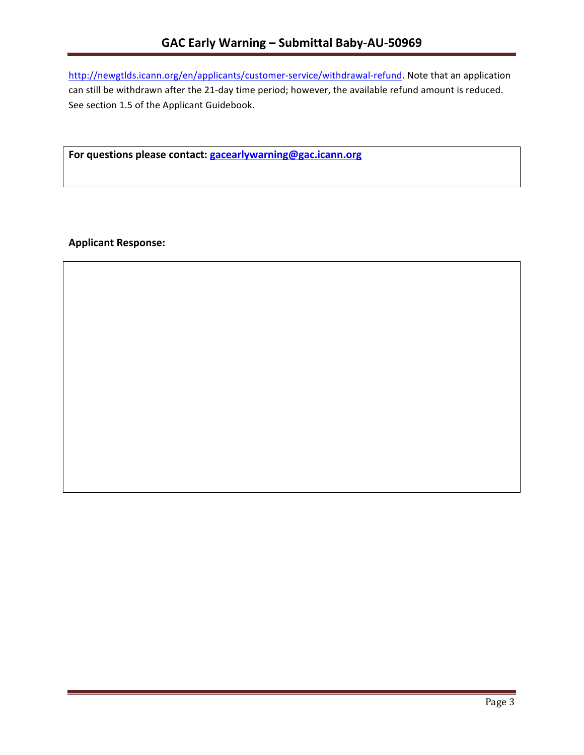http://newgtlds.icann.org/en/applicants/customer-service/withdrawal-refund. Note that an application can still be withdrawn after the 21-day time period; however, the available refund amount is reduced. See section 1.5 of the Applicant Guidebook.

**For questions please contact: gacearlywarning@gac.icann.org**

**Applicant Response:**